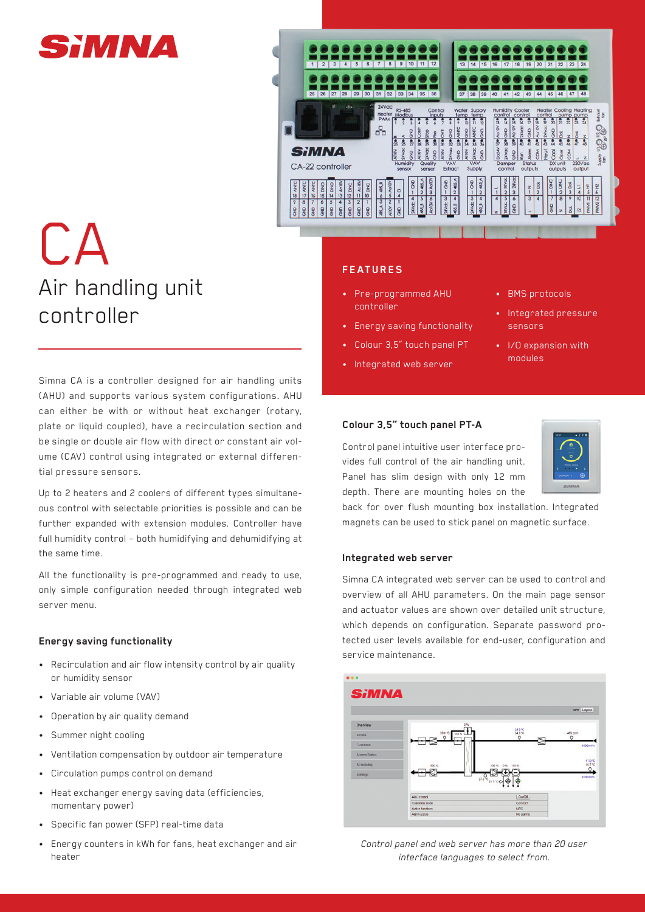# CA

## Air handling unit controller

Simna CA is a controller designed for air handling units (AHU) and supports various system configurations. AHU can either be with or without heat exchanger (rotary, plate or liquid coupled), have a recirculation section and be single or double air flow with direct or constant air volume (CAV) control using integrated or external differential pressure sensors.

Up to 2 heaters and 2 coolers of different types simultaneous control with selectable priorities is possible and can be further expanded with extension modules. Controller have full humidity control – both humidifying and dehumidifying at the same time.

All the functionality is pre-programmed and ready to use, only simple configuration needed through integrated web server menu.

### Energy saving functionality

- Recirculation and air flow intensity control by air quality or humidity sensor
- Variable air volume (VAV)
- Operation by air quality demand
- Summer night cooling
- Ventilation compensation by outdoor air temperature
- Circulation pumps control on demand
- Heat exchanger energy saving data (efficiencies, momentary power)
- Specific fan power (SFP) real-time data
- Energy counters in kWh for fans, heat exchanger and air heater

### FEATURES

- Pre-programmed AHU controller
- Energy saving functionality
- Colour 3,5" touch panel PT
- Integrated web server
- BMS protocols
- Integrated pressure sensors
- I/O expansion with modules

### Colour 3,5" touch panel PT-A

Control panel intuitive user interface provides full control of the air handling unit. Panel has slim design with only 12 mm depth. There are mounting holes on the back for over flush mounting box installation. Integrated magnets can be used to stick panel on magnetic surface.

### Integrated web server

Simna CA integrated web server can be used to control and overview of all AHU parameters. On the main page sensor and actuator values are shown over detailed unit structure, which depends on configuration. Separate password protected user levels available for end-user, configuration and service maintenance.

*Control panel and web server has more than 20 user interface languages to select from.*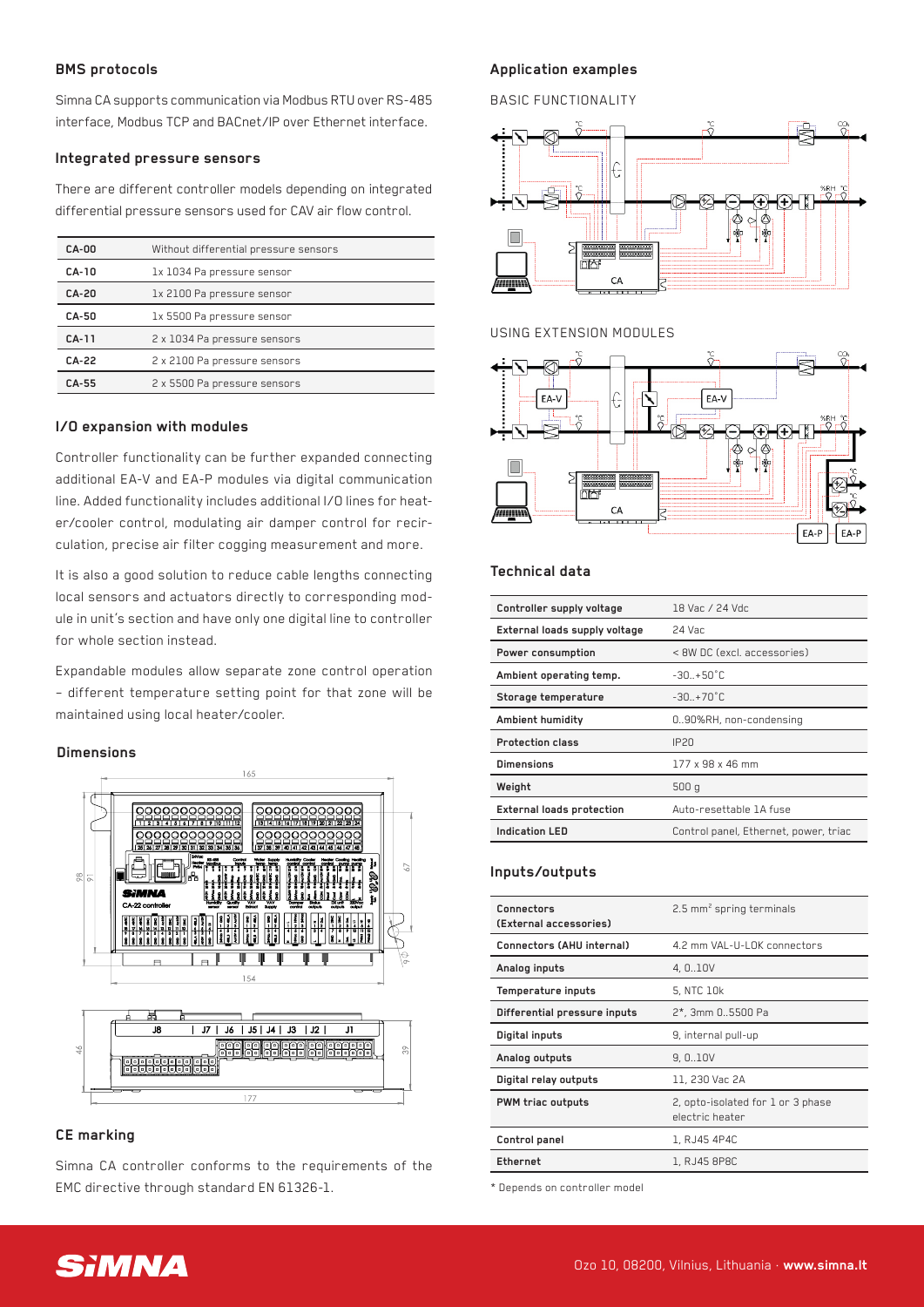## BMS protocols

Simna CA supports communication via Modbus RTU over RS-485 interface, Modbus TCP and BACnet/IP over Ethernet interface.

### Integrated pressure sensors

There are different controller models depending on integrated differential pressure sensors used for CAV air flow control.

| | |
|---|---|
| **CA-00** | Without differential pressure sensors |
| **CA-10** | 1x 1034 Pa pressure sensor |
| **CA-20** | 1x 2100 Pa pressure sensor |
| **CA-50** | 1x 5500 Pa pressure sensor |
| **CA-11** | 2 x 1034 Pa pressure sensors |
| **CA-22** | 2 x 2100 Pa pressure sensors |
| **CA-55** | 2 x 5500 Pa pressure sensors |

### I/O expansion with modules

Controller functionality can be further expanded connecting additional EA-V and EA-P modules via digital communication line. Added functionality includes additional I/O lines for heater/cooler control, modulating air damper control for recirculation, precise air filter cogging measurement and more.

It is also a good solution to reduce cable lengths connecting local sensors and actuators directly to corresponding module in unit's section and have only one digital line to controller for whole section instead.

Expandable modules allow separate zone control operation – different temperature setting point for that zone will be maintained using local heater/cooler.

## Dimensions

165
98
91
67
154
9
J8 | J7 | J6 | J5 | J4 | J3 | J2 | J1
46
39
177

## CE marking

Simna CA controller conforms to the requirements of the EMC directive through standard EN 61326-1.

## Application examples

BASIC FUNCTIONALITY

°C
$CO_2$
%RH °C
CA

USING EXTENSION MODULES

EA-V
EA-V
°C
$CO_2$
%RH °C
CA
EA-P
EA-P

## Technical data

| | |
|---|---|
| **Controller supply voltage** | 18 Vac / 24 Vdc |
| **External loads supply voltage** | 24 Vac |
| **Power consumption** | < 8W DC (excl. accessories) |
| **Ambient operating temp.** | -30..+50°C |
| **Storage temperature** | -30..+70°C |
| **Ambient humidity** | 0..90%RH, non-condensing |
| **Protection class** | IP20 |
| **Dimensions** | 177 x 98 x 46 mm |
| **Weight** | 500 g |
| **External loads protection** | Auto-resettable 1A fuse |
| **Indication LED** | Control panel, Ethernet, power, triac |

## Inputs/outputs

| | |
|---|---|
| **Connectors (External accessories)** | 2.5 $mm^2$ spring terminals |
| **Connectors (AHU internal)** | 4.2 mm VAL-U-LOK connectors |
| **Analog inputs** | 4, 0..10V |
| **Temperature inputs** | 5, NTC 10k |
| **Differential pressure inputs** | 2*, 3mm 0..5500 Pa |
| **Digital inputs** | 9, internal pull-up |
| **Analog outputs** | 9, 0..10V |
| **Digital relay outputs** | 11, 230 Vac 2A |
| **PWM triac outputs** | 2, opto-isolated for 1 or 3 phase electric heater |
| **Control panel** | 1, RJ45 4P4C |
| **Ethernet** | 1, RJ45 8P8C |

* Depends on controller model

SIMNA

Ozo 10, 08200, Vilnius, Lithuania · **www.simna.lt**